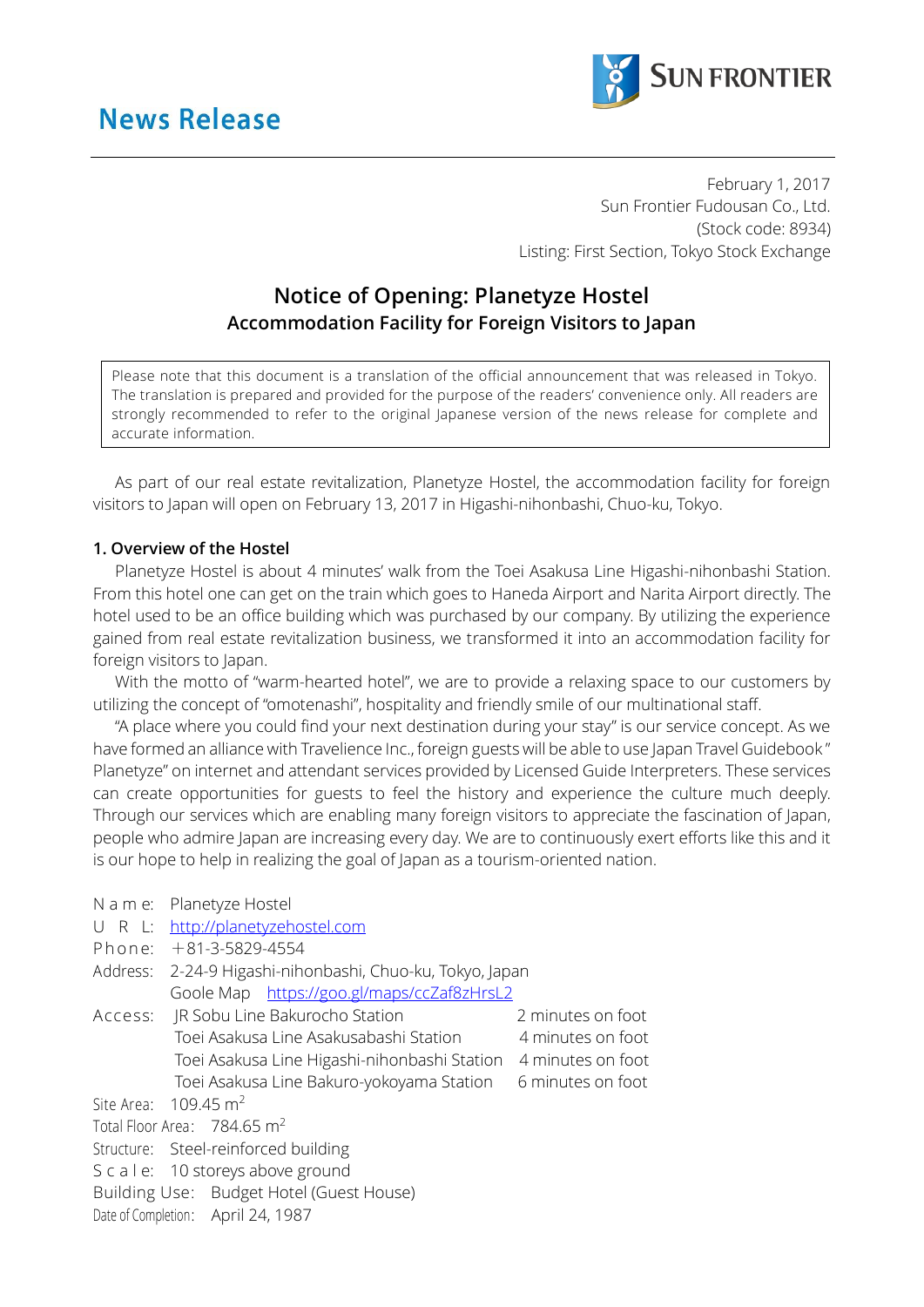# News Release

SUN FRONTIER

February 1, 2017
Sun Frontier Fudousan Co., Ltd.
(Stock code: 8934)
Listing: First Section, Tokyo Stock Exchange

## Notice of Opening: Planetyze Hostel
### Accommodation Facility for Foreign Visitors to Japan

> Please note that this document is a translation of the official announcement that was released in Tokyo. The translation is prepared and provided for the purpose of the readers' convenience only. All readers are strongly recommended to refer to the original Japanese version of the news release for complete and accurate information.

As part of our real estate revitalization, Planetyze Hostel, the accommodation facility for foreign visitors to Japan will open on February 13, 2017 in Higashi-nihonbashi, Chuo-ku, Tokyo.

### 1. Overview of the Hostel

Planetyze Hostel is about 4 minutes' walk from the Toei Asakusa Line Higashi-nihonbashi Station. From this hotel one can get on the train which goes to Haneda Airport and Narita Airport directly. The hotel used to be an office building which was purchased by our company. By utilizing the experience gained from real estate revitalization business, we transformed it into an accommodation facility for foreign visitors to Japan.

With the motto of "warm-hearted hotel", we are to provide a relaxing space to our customers by utilizing the concept of "omotenashi", hospitality and friendly smile of our multinational staff.

"A place where you could find your next destination during your stay" is our service concept. As we have formed an alliance with Travelience Inc., foreign guests will be able to use Japan Travel Guidebook " Planetyze" on internet and attendant services provided by Licensed Guide Interpreters. These services can create opportunities for guests to feel the history and experience the culture much deeply. Through our services which are enabling many foreign visitors to appreciate the fascination of Japan, people who admire Japan are increasing every day. We are to continuously exert efforts like this and it is our hope to help in realizing the goal of Japan as a tourism-oriented nation.

Name: Planetyze Hostel
URL: http://planetyzehostel.com
Phone: +81-3-5829-4554
Address: 2-24-9 Higashi-nihonbashi, Chuo-ku, Tokyo, Japan
Goole Map https://goo.gl/maps/ccZaf8zHrsL2
Access:

| | |
|---|---|
| JR Sobu Line Bakurocho Station | 2 minutes on foot |
| Toei Asakusa Line Asakusabashi Station | 4 minutes on foot |
| Toei Asakusa Line Higashi-nihonbashi Station | 4 minutes on foot |
| Toei Asakusa Line Bakuro-yokoyama Station | 6 minutes on foot |

Site Area: 109.45 $m^2$
Total Floor Area: 784.65 $m^2$
Structure: Steel-reinforced building
Scale: 10 storeys above ground
Building Use: Budget Hotel (Guest House)
Date of Completion: April 24, 1987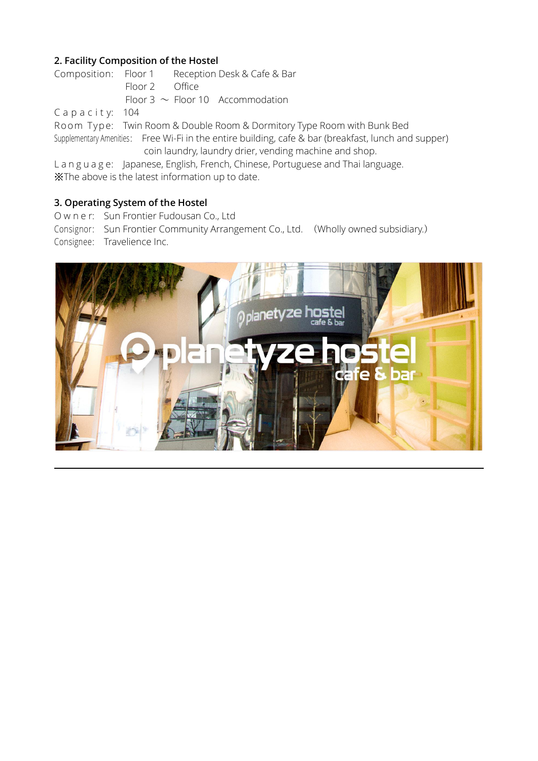### 2. Facility Composition of the Hostel

Composition: Floor 1 Reception Desk & Cafe & Bar
Floor 2 Office
Floor 3 ～ Floor 10 Accommodation

Capacity: 104

Room Type: Twin Room & Double Room & Dormitory Type Room with Bunk Bed

Supplementary Amenities: Free Wi-Fi in the entire building, cafe & bar (breakfast, lunch and supper) coin laundry, laundry drier, vending machine and shop.

Language: Japanese, English, French, Chinese, Portuguese and Thai language.

※The above is the latest information up to date.

### 3. Operating System of the Hostel

Owner: Sun Frontier Fudousan Co., Ltd

Consignor: Sun Frontier Community Arrangement Co., Ltd. (Wholly owned subsidiary.)

Consignee: Travelience Inc.

---